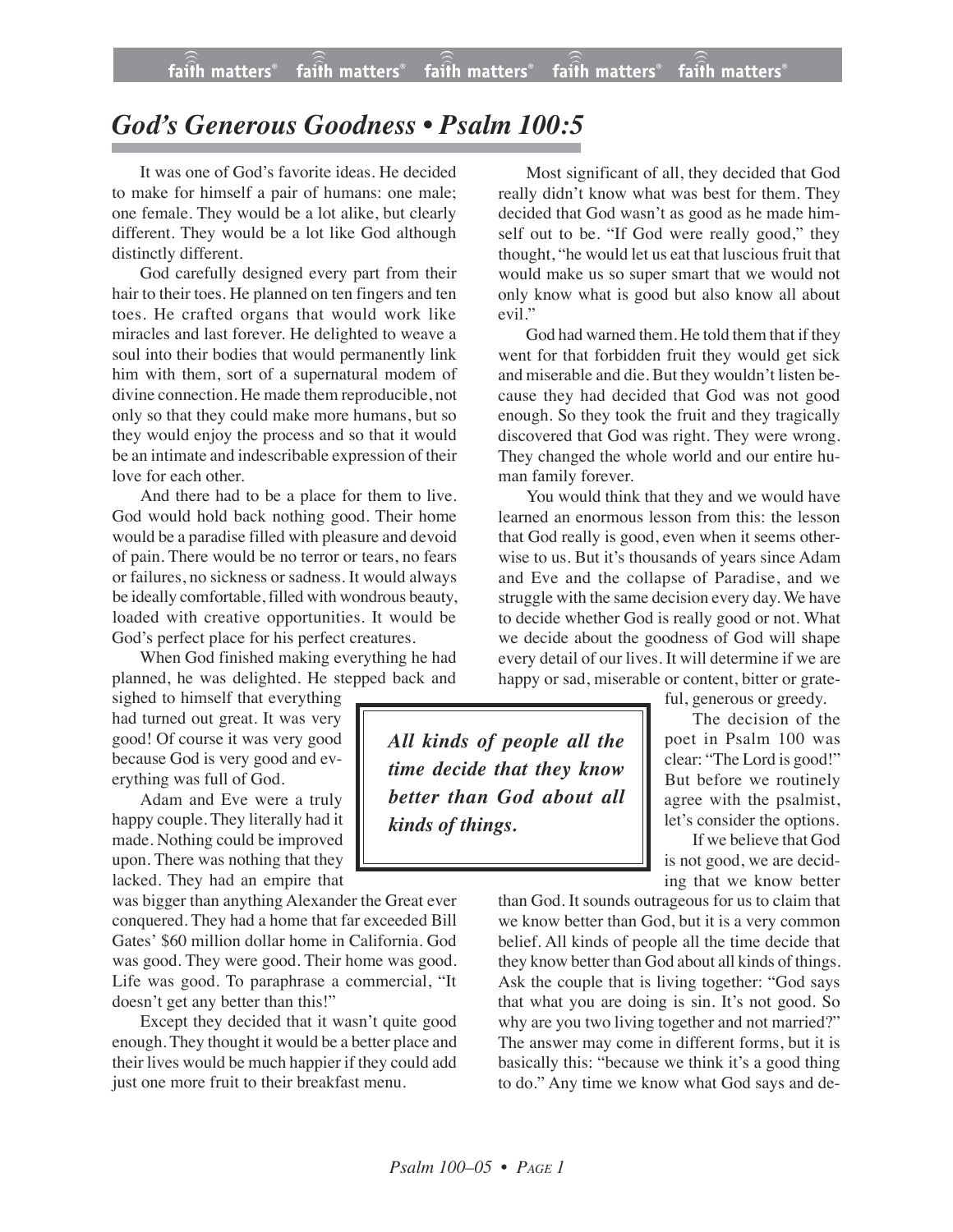# God's Generous Goodness • Psalm 100:5

It was one of God's favorite ideas. He decided to make for himself a pair of humans: one male; one female. They would be a lot alike, but clearly different. They would be a lot like God although distinctly different.

God carefully designed every part from their hair to their toes. He planned on ten fingers and ten toes. He crafted organs that would work like miracles and last forever. He delighted to weave a soul into their bodies that would permanently link him with them, sort of a supernatural modem of divine connection. He made them reproducible, not only so that they could make more humans, but so they would enjoy the process and so that it would be an intimate and indescribable expression of their love for each other.

And there had to be a place for them to live. God would hold back nothing good. Their home would be a paradise filled with pleasure and devoid of pain. There would be no terror or tears, no fears or failures, no sickness or sadness. It would always be ideally comfortable, filled with wondrous beauty, loaded with creative opportunities. It would be God's perfect place for his perfect creatures.

When God finished making everything he had planned, he was delighted. He stepped back and sighed to himself that everything had turned out great. It was very good! Of course it was very good because God is very good and everything was full of God.

Adam and Eve were a truly happy couple. They literally had it made. Nothing could be improved upon. There was nothing that they lacked. They had an empire that was bigger than anything Alexander the Great ever conquered. They had a home that far exceeded Bill Gates' $60 million dollar home in California. God was good. They were good. Their home was good. Life was good. To paraphrase a commercial, "It doesn't get any better than this!"

Except they decided that it wasn't quite good enough. They thought it would be a better place and their lives would be much happier if they could add just one more fruit to their breakfast menu.

Most significant of all, they decided that God really didn't know what was best for them. They decided that God wasn't as good as he made himself out to be. "If God were really good," they thought, "he would let us eat that luscious fruit that would make us so super smart that we would not only know what is good but also know all about evil."

God had warned them. He told them that if they went for that forbidden fruit they would get sick and miserable and die. But they wouldn't listen because they had decided that God was not good enough. So they took the fruit and they tragically discovered that God was right. They were wrong. They changed the whole world and our entire human family forever.

You would think that they and we would have learned an enormous lesson from this: the lesson that God really is good, even when it seems otherwise to us. But it's thousands of years since Adam and Eve and the collapse of Paradise, and we struggle with the same decision every day. We have to decide whether God is really good or not. What we decide about the goodness of God will shape every detail of our lives. It will determine if we are happy or sad, miserable or content, bitter or grateful, generous or greedy.

> ***All kinds of people all the time decide that they know better than God about all kinds of things.***

The decision of the poet in Psalm 100 was clear: "The Lord is good!" But before we routinely agree with the psalmist, let's consider the options.

If we believe that God is not good, we are deciding that we know better than God. It sounds outrageous for us to claim that we know better than God, but it is a very common belief. All kinds of people all the time decide that they know better than God about all kinds of things. Ask the couple that is living together: "God says that what you are doing is sin. It's not good. So why are you two living together and not married?" The answer may come in different forms, but it is basically this: "because we think it's a good thing to do." Any time we know what God says and de-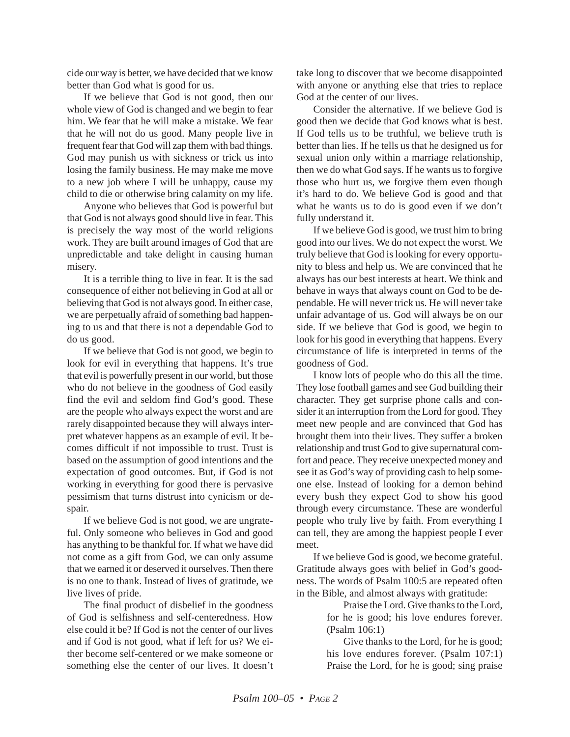cide our way is better, we have decided that we know better than God what is good for us.

If we believe that God is not good, then our whole view of God is changed and we begin to fear him. We fear that he will make a mistake. We fear that he will not do us good. Many people live in frequent fear that God will zap them with bad things. God may punish us with sickness or trick us into losing the family business. He may make me move to a new job where I will be unhappy, cause my child to die or otherwise bring calamity on my life.

Anyone who believes that God is powerful but that God is not always good should live in fear. This is precisely the way most of the world religions work. They are built around images of God that are unpredictable and take delight in causing human misery.

It is a terrible thing to live in fear. It is the sad consequence of either not believing in God at all or believing that God is not always good. In either case, we are perpetually afraid of something bad happening to us and that there is not a dependable God to do us good.

If we believe that God is not good, we begin to look for evil in everything that happens. It's true that evil is powerfully present in our world, but those who do not believe in the goodness of God easily find the evil and seldom find God's good. These are the people who always expect the worst and are rarely disappointed because they will always interpret whatever happens as an example of evil. It becomes difficult if not impossible to trust. Trust is based on the assumption of good intentions and the expectation of good outcomes. But, if God is not working in everything for good there is pervasive pessimism that turns distrust into cynicism or despair.

If we believe God is not good, we are ungrateful. Only someone who believes in God and good has anything to be thankful for. If what we have did not come as a gift from God, we can only assume that we earned it or deserved it ourselves. Then there is no one to thank. Instead of lives of gratitude, we live lives of pride.

The final product of disbelief in the goodness of God is selfishness and self-centeredness. How else could it be? If God is not the center of our lives and if God is not good, what if left for us? We either become self-centered or we make someone or something else the center of our lives. It doesn't take long to discover that we become disappointed with anyone or anything else that tries to replace God at the center of our lives.

Consider the alternative. If we believe God is good then we decide that God knows what is best. If God tells us to be truthful, we believe truth is better than lies. If he tells us that he designed us for sexual union only within a marriage relationship, then we do what God says. If he wants us to forgive those who hurt us, we forgive them even though it's hard to do. We believe God is good and that what he wants us to do is good even if we don't fully understand it.

If we believe God is good, we trust him to bring good into our lives. We do not expect the worst. We truly believe that God is looking for every opportunity to bless and help us. We are convinced that he always has our best interests at heart. We think and behave in ways that always count on God to be dependable. He will never trick us. He will never take unfair advantage of us. God will always be on our side. If we believe that God is good, we begin to look for his good in everything that happens. Every circumstance of life is interpreted in terms of the goodness of God.

I know lots of people who do this all the time. They lose football games and see God building their character. They get surprise phone calls and consider it an interruption from the Lord for good. They meet new people and are convinced that God has brought them into their lives. They suffer a broken relationship and trust God to give supernatural comfort and peace. They receive unexpected money and see it as God's way of providing cash to help someone else. Instead of looking for a demon behind every bush they expect God to show his good through every circumstance. These are wonderful people who truly live by faith. From everything I can tell, they are among the happiest people I ever meet.

If we believe God is good, we become grateful. Gratitude always goes with belief in God's goodness. The words of Psalm 100:5 are repeated often in the Bible, and almost always with gratitude:

> Praise the Lord. Give thanks to the Lord, for he is good; his love endures forever. (Psalm 106:1)
>
> Give thanks to the Lord, for he is good; his love endures forever. (Psalm 107:1) Praise the Lord, for he is good; sing praise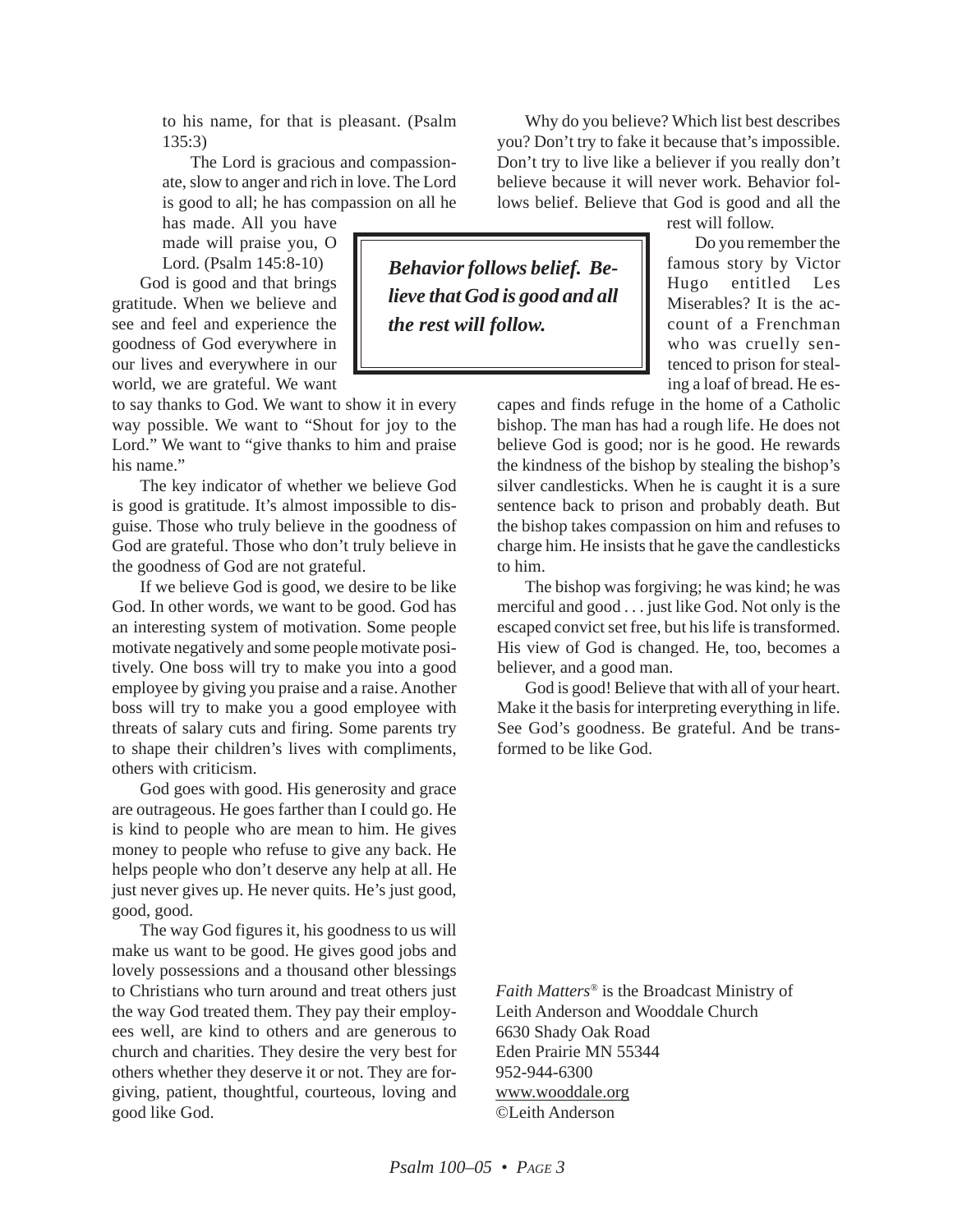to his name, for that is pleasant. (Psalm 135:3)

The Lord is gracious and compassionate, slow to anger and rich in love. The Lord is good to all; he has compassion on all he has made. All you have made will praise you, O Lord. (Psalm 145:8-10)

God is good and that brings gratitude. When we believe and see and feel and experience the goodness of God everywhere in our lives and everywhere in our world, we are grateful. We want to say thanks to God. We want to show it in every way possible. We want to "Shout for joy to the Lord." We want to "give thanks to him and praise his name."

The key indicator of whether we believe God is good is gratitude. It's almost impossible to disguise. Those who truly believe in the goodness of God are grateful. Those who don't truly believe in the goodness of God are not grateful.

If we believe God is good, we desire to be like God. In other words, we want to be good. God has an interesting system of motivation. Some people motivate negatively and some people motivate positively. One boss will try to make you into a good employee by giving you praise and a raise. Another boss will try to make you a good employee with threats of salary cuts and firing. Some parents try to shape their children's lives with compliments, others with criticism.

God goes with good. His generosity and grace are outrageous. He goes farther than I could go. He is kind to people who are mean to him. He gives money to people who refuse to give any back. He helps people who don't deserve any help at all. He just never gives up. He never quits. He's just good, good, good.

The way God figures it, his goodness to us will make us want to be good. He gives good jobs and lovely possessions and a thousand other blessings to Christians who turn around and treat others just the way God treated them. They pay their employees well, are kind to others and are generous to church and charities. They desire the very best for others whether they deserve it or not. They are forgiving, patient, thoughtful, courteous, loving and good like God.

Why do you believe? Which list best describes you? Don't try to fake it because that's impossible. Don't try to live like a believer if you really don't believe because it will never work. Behavior follows belief. Believe that God is good and all the rest will follow.

> ***Behavior follows belief. Believe that God is good and all the rest will follow.***

Do you remember the famous story by Victor Hugo entitled Les Miserables? It is the account of a Frenchman who was cruelly sentenced to prison for stealing a loaf of bread. He escapes and finds refuge in the home of a Catholic bishop. The man has had a rough life. He does not believe God is good; nor is he good. He rewards the kindness of the bishop by stealing the bishop's silver candlesticks. When he is caught it is a sure sentence back to prison and probably death. But the bishop takes compassion on him and refuses to charge him. He insists that he gave the candlesticks to him.

The bishop was forgiving; he was kind; he was merciful and good . . . just like God. Not only is the escaped convict set free, but his life is transformed. His view of God is changed. He, too, becomes a believer, and a good man.

God is good! Believe that with all of your heart. Make it the basis for interpreting everything in life. See God's goodness. Be grateful. And be transformed to be like God.

*Faith Matters*® is the Broadcast Ministry of
Leith Anderson and Wooddale Church
6630 Shady Oak Road
Eden Prairie MN 55344
952-944-6300
www.wooddale.org
©Leith Anderson